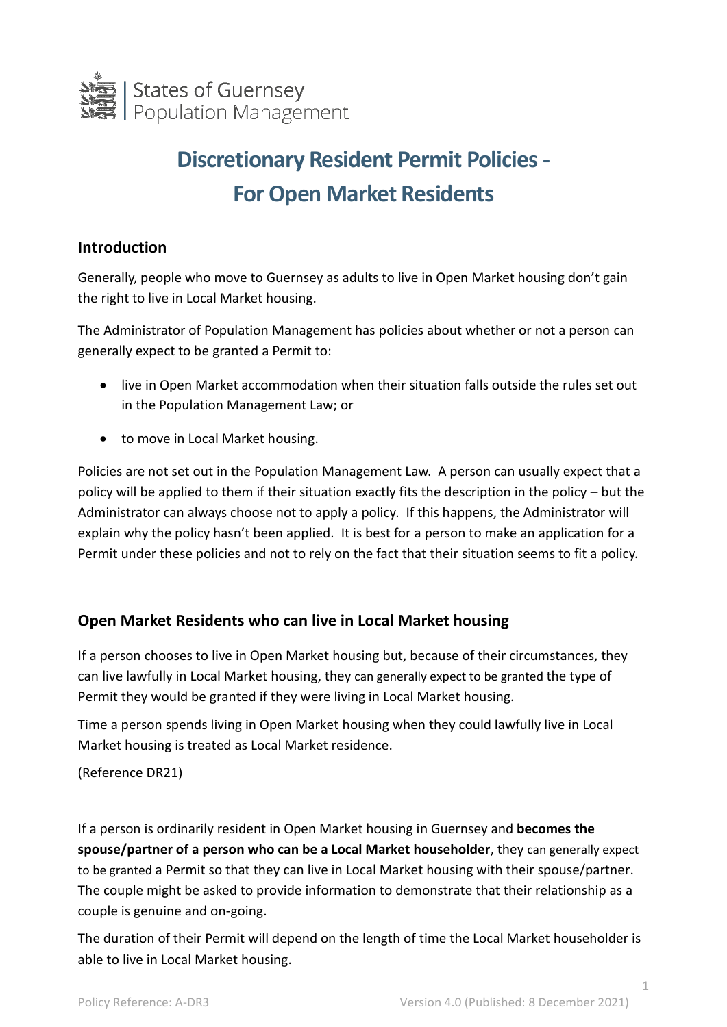States of Guernsey
Population Management

# Discretionary Resident Permit Policies - For Open Market Residents

## Introduction

Generally, people who move to Guernsey as adults to live in Open Market housing don't gain the right to live in Local Market housing.

The Administrator of Population Management has policies about whether or not a person can generally expect to be granted a Permit to:

- live in Open Market accommodation when their situation falls outside the rules set out in the Population Management Law; or
- to move in Local Market housing.

Policies are not set out in the Population Management Law. A person can usually expect that a policy will be applied to them if their situation exactly fits the description in the policy – but the Administrator can always choose not to apply a policy. If this happens, the Administrator will explain why the policy hasn't been applied. It is best for a person to make an application for a Permit under these policies and not to rely on the fact that their situation seems to fit a policy.

## Open Market Residents who can live in Local Market housing

If a person chooses to live in Open Market housing but, because of their circumstances, they can live lawfully in Local Market housing, they can generally expect to be granted the type of Permit they would be granted if they were living in Local Market housing.

Time a person spends living in Open Market housing when they could lawfully live in Local Market housing is treated as Local Market residence.

(Reference DR21)

If a person is ordinarily resident in Open Market housing in Guernsey and **becomes the spouse/partner of a person who can be a Local Market householder**, they can generally expect to be granted a Permit so that they can live in Local Market housing with their spouse/partner. The couple might be asked to provide information to demonstrate that their relationship as a couple is genuine and on-going.

The duration of their Permit will depend on the length of time the Local Market householder is able to live in Local Market housing.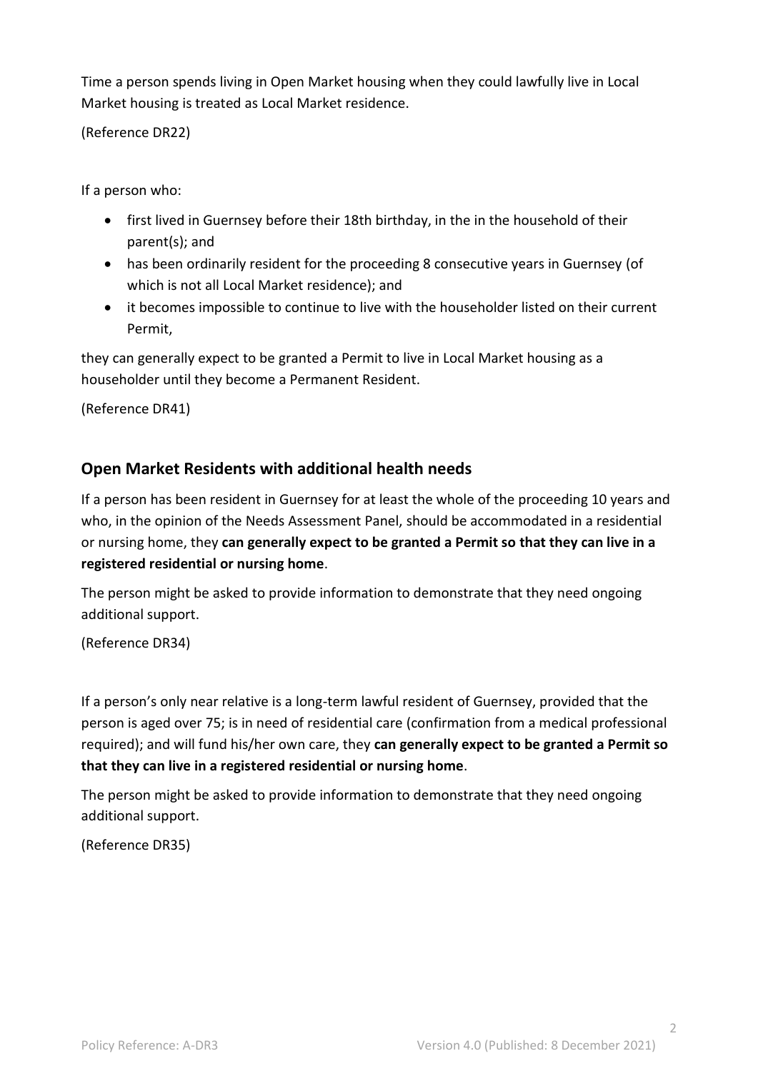Time a person spends living in Open Market housing when they could lawfully live in Local Market housing is treated as Local Market residence.

(Reference DR22)

If a person who:

- first lived in Guernsey before their 18th birthday, in the in the household of their parent(s); and
- has been ordinarily resident for the proceeding 8 consecutive years in Guernsey (of which is not all Local Market residence); and
- it becomes impossible to continue to live with the householder listed on their current Permit,

they can generally expect to be granted a Permit to live in Local Market housing as a householder until they become a Permanent Resident.

(Reference DR41)

## Open Market Residents with additional health needs

If a person has been resident in Guernsey for at least the whole of the proceeding 10 years and who, in the opinion of the Needs Assessment Panel, should be accommodated in a residential or nursing home, they **can generally expect to be granted a Permit so that they can live in a registered residential or nursing home**.

The person might be asked to provide information to demonstrate that they need ongoing additional support.

(Reference DR34)

If a person's only near relative is a long-term lawful resident of Guernsey, provided that the person is aged over 75; is in need of residential care (confirmation from a medical professional required); and will fund his/her own care, they **can generally expect to be granted a Permit so that they can live in a registered residential or nursing home**.

The person might be asked to provide information to demonstrate that they need ongoing additional support.

(Reference DR35)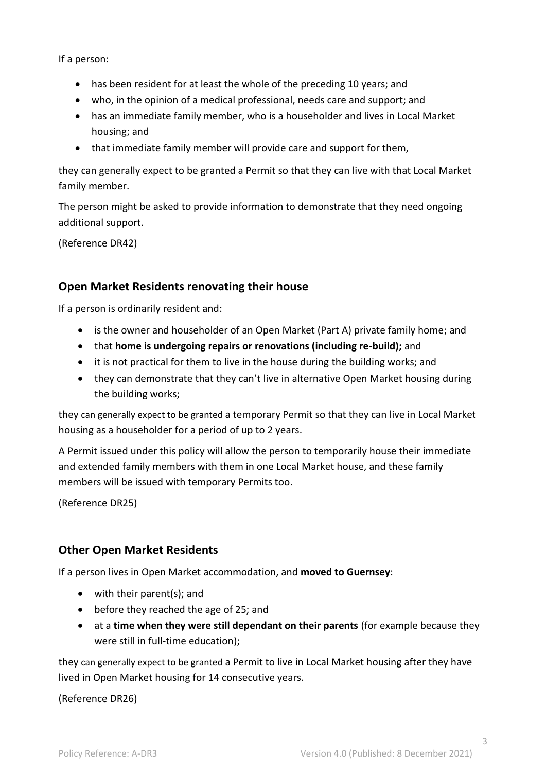If a person:

- has been resident for at least the whole of the preceding 10 years; and
- who, in the opinion of a medical professional, needs care and support; and
- has an immediate family member, who is a householder and lives in Local Market housing; and
- that immediate family member will provide care and support for them,

they can generally expect to be granted a Permit so that they can live with that Local Market family member.

The person might be asked to provide information to demonstrate that they need ongoing additional support.

(Reference DR42)

## Open Market Residents renovating their house

If a person is ordinarily resident and:

- is the owner and householder of an Open Market (Part A) private family home; and
- that **home is undergoing repairs or renovations (including re-build);** and
- it is not practical for them to live in the house during the building works; and
- they can demonstrate that they can't live in alternative Open Market housing during the building works;

they can generally expect to be granted a temporary Permit so that they can live in Local Market housing as a householder for a period of up to 2 years.

A Permit issued under this policy will allow the person to temporarily house their immediate and extended family members with them in one Local Market house, and these family members will be issued with temporary Permits too.

(Reference DR25)

## Other Open Market Residents

If a person lives in Open Market accommodation, and **moved to Guernsey**:

- with their parent(s); and
- before they reached the age of 25; and
- at a **time when they were still dependant on their parents** (for example because they were still in full-time education);

they can generally expect to be granted a Permit to live in Local Market housing after they have lived in Open Market housing for 14 consecutive years.

(Reference DR26)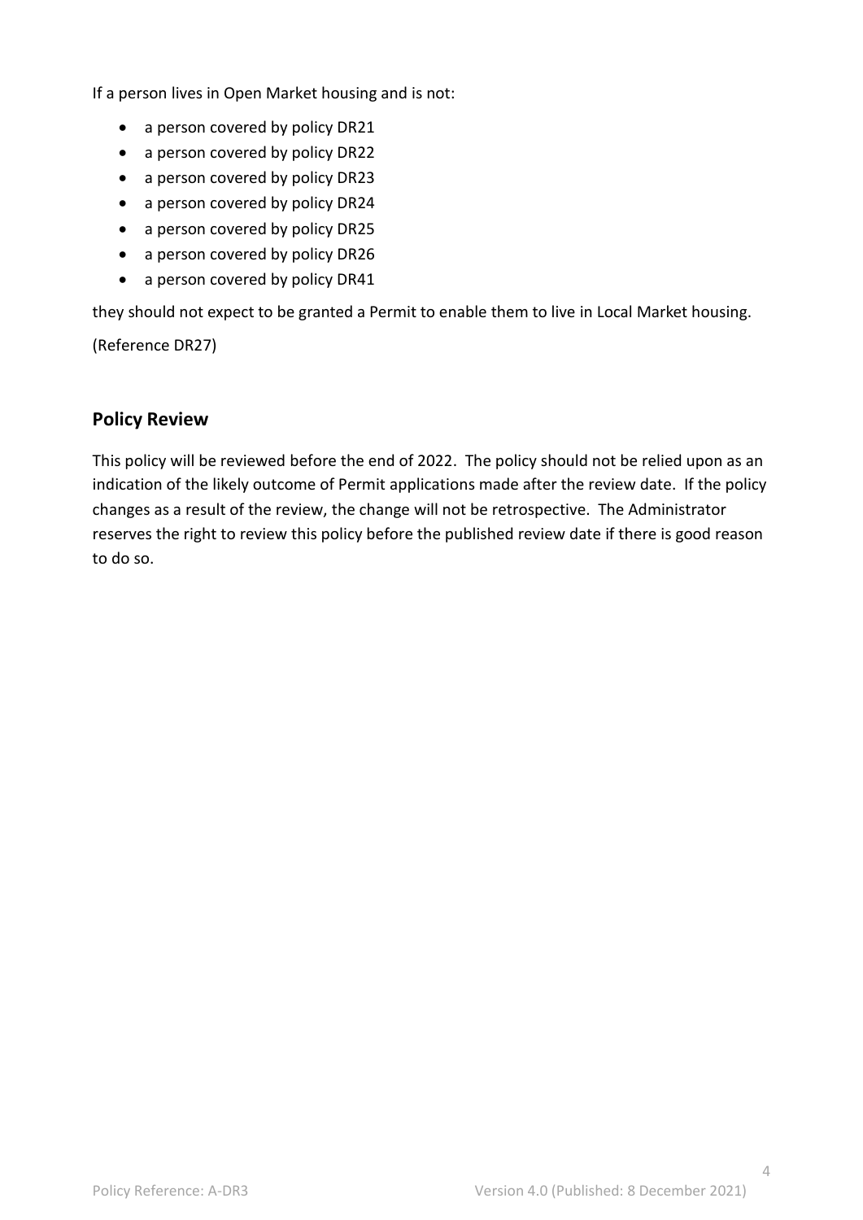If a person lives in Open Market housing and is not:

- a person covered by policy DR21
- a person covered by policy DR22
- a person covered by policy DR23
- a person covered by policy DR24
- a person covered by policy DR25
- a person covered by policy DR26
- a person covered by policy DR41

they should not expect to be granted a Permit to enable them to live in Local Market housing.

(Reference DR27)

## Policy Review

This policy will be reviewed before the end of 2022. The policy should not be relied upon as an indication of the likely outcome of Permit applications made after the review date. If the policy changes as a result of the review, the change will not be retrospective. The Administrator reserves the right to review this policy before the published review date if there is good reason to do so.